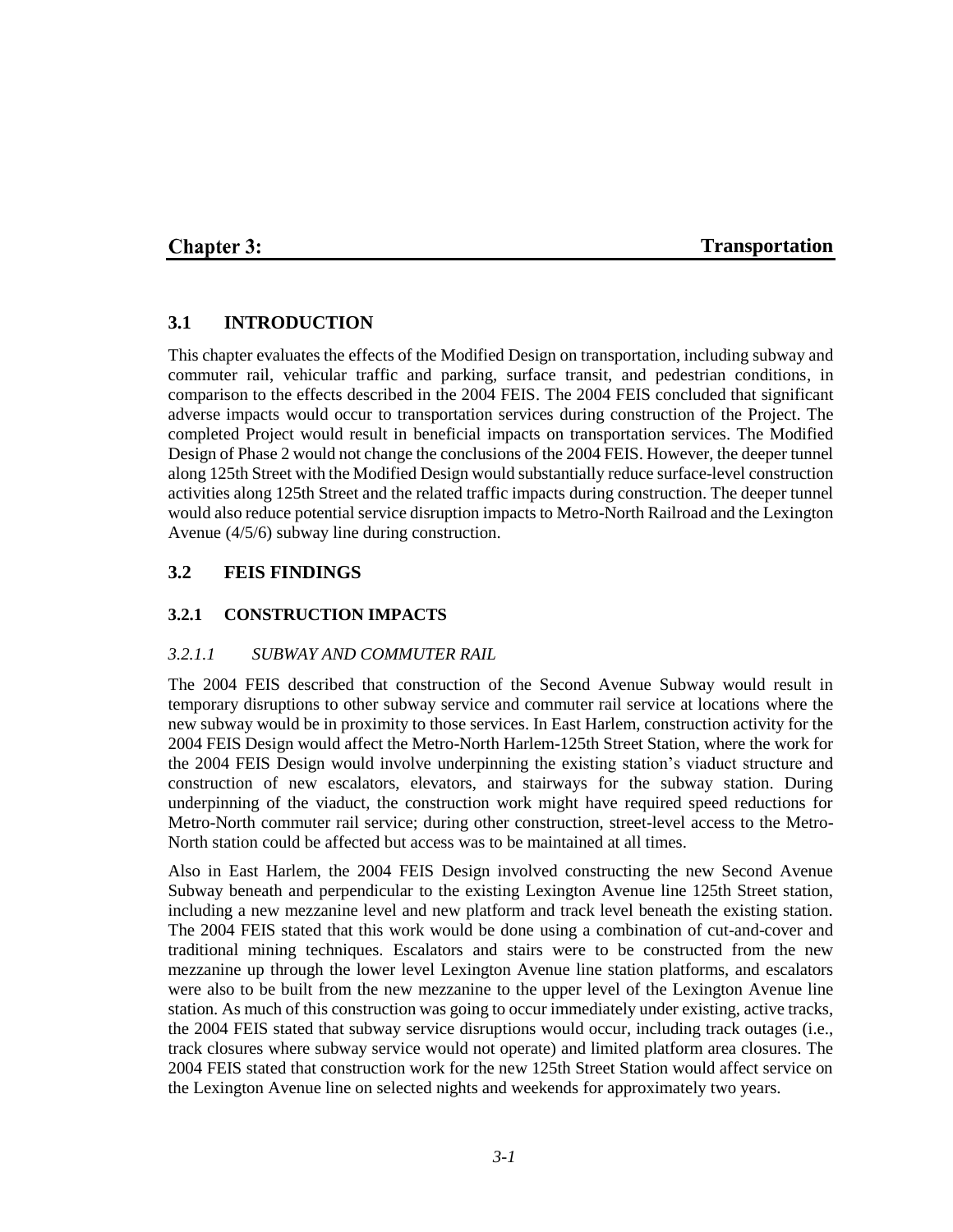# Chapter 3: Transportation

## 3.1 INTRODUCTION

This chapter evaluates the effects of the Modified Design on transportation, including subway and commuter rail, vehicular traffic and parking, surface transit, and pedestrian conditions, in comparison to the effects described in the 2004 FEIS. The 2004 FEIS concluded that significant adverse impacts would occur to transportation services during construction of the Project. The completed Project would result in beneficial impacts on transportation services. The Modified Design of Phase 2 would not change the conclusions of the 2004 FEIS. However, the deeper tunnel along 125th Street with the Modified Design would substantially reduce surface-level construction activities along 125th Street and the related traffic impacts during construction. The deeper tunnel would also reduce potential service disruption impacts to Metro-North Railroad and the Lexington Avenue (4/5/6) subway line during construction.

## 3.2 FEIS FINDINGS

### 3.2.1 CONSTRUCTION IMPACTS

#### *3.2.1.1 SUBWAY AND COMMUTER RAIL*

The 2004 FEIS described that construction of the Second Avenue Subway would result in temporary disruptions to other subway service and commuter rail service at locations where the new subway would be in proximity to those services. In East Harlem, construction activity for the 2004 FEIS Design would affect the Metro-North Harlem-125th Street Station, where the work for the 2004 FEIS Design would involve underpinning the existing station's viaduct structure and construction of new escalators, elevators, and stairways for the subway station. During underpinning of the viaduct, the construction work might have required speed reductions for Metro-North commuter rail service; during other construction, street-level access to the Metro-North station could be affected but access was to be maintained at all times.

Also in East Harlem, the 2004 FEIS Design involved constructing the new Second Avenue Subway beneath and perpendicular to the existing Lexington Avenue line 125th Street station, including a new mezzanine level and new platform and track level beneath the existing station. The 2004 FEIS stated that this work would be done using a combination of cut-and-cover and traditional mining techniques. Escalators and stairs were to be constructed from the new mezzanine up through the lower level Lexington Avenue line station platforms, and escalators were also to be built from the new mezzanine to the upper level of the Lexington Avenue line station. As much of this construction was going to occur immediately under existing, active tracks, the 2004 FEIS stated that subway service disruptions would occur, including track outages (i.e., track closures where subway service would not operate) and limited platform area closures. The 2004 FEIS stated that construction work for the new 125th Street Station would affect service on the Lexington Avenue line on selected nights and weekends for approximately two years.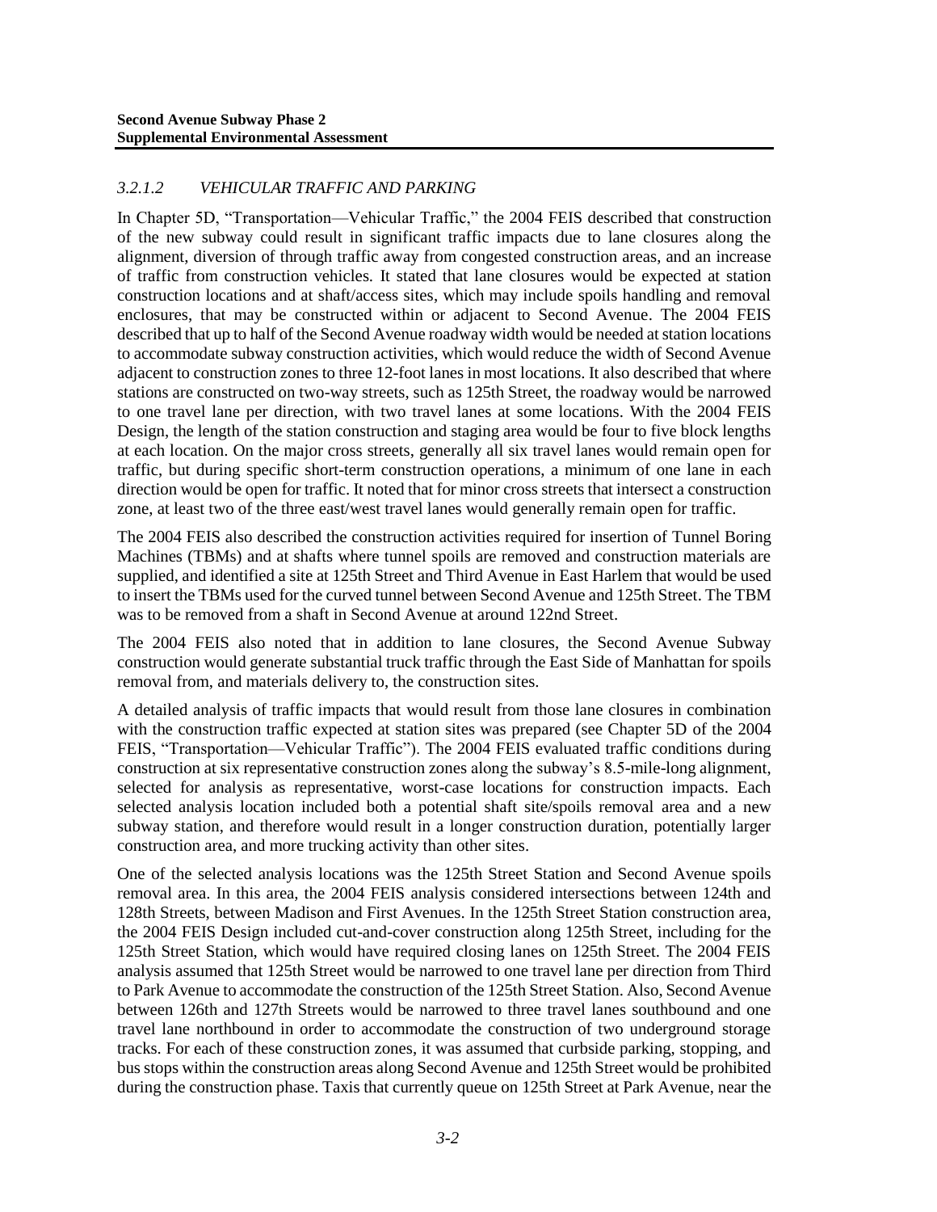### *3.2.1.2 VEHICULAR TRAFFIC AND PARKING*

In Chapter 5D, "Transportation—Vehicular Traffic," the 2004 FEIS described that construction of the new subway could result in significant traffic impacts due to lane closures along the alignment, diversion of through traffic away from congested construction areas, and an increase of traffic from construction vehicles. It stated that lane closures would be expected at station construction locations and at shaft/access sites, which may include spoils handling and removal enclosures, that may be constructed within or adjacent to Second Avenue. The 2004 FEIS described that up to half of the Second Avenue roadway width would be needed at station locations to accommodate subway construction activities, which would reduce the width of Second Avenue adjacent to construction zones to three 12-foot lanes in most locations. It also described that where stations are constructed on two-way streets, such as 125th Street, the roadway would be narrowed to one travel lane per direction, with two travel lanes at some locations. With the 2004 FEIS Design, the length of the station construction and staging area would be four to five block lengths at each location. On the major cross streets, generally all six travel lanes would remain open for traffic, but during specific short-term construction operations, a minimum of one lane in each direction would be open for traffic. It noted that for minor cross streets that intersect a construction zone, at least two of the three east/west travel lanes would generally remain open for traffic.

The 2004 FEIS also described the construction activities required for insertion of Tunnel Boring Machines (TBMs) and at shafts where tunnel spoils are removed and construction materials are supplied, and identified a site at 125th Street and Third Avenue in East Harlem that would be used to insert the TBMs used for the curved tunnel between Second Avenue and 125th Street. The TBM was to be removed from a shaft in Second Avenue at around 122nd Street.

The 2004 FEIS also noted that in addition to lane closures, the Second Avenue Subway construction would generate substantial truck traffic through the East Side of Manhattan for spoils removal from, and materials delivery to, the construction sites.

A detailed analysis of traffic impacts that would result from those lane closures in combination with the construction traffic expected at station sites was prepared (see Chapter 5D of the 2004 FEIS, "Transportation—Vehicular Traffic"). The 2004 FEIS evaluated traffic conditions during construction at six representative construction zones along the subway's 8.5-mile-long alignment, selected for analysis as representative, worst-case locations for construction impacts. Each selected analysis location included both a potential shaft site/spoils removal area and a new subway station, and therefore would result in a longer construction duration, potentially larger construction area, and more trucking activity than other sites.

One of the selected analysis locations was the 125th Street Station and Second Avenue spoils removal area. In this area, the 2004 FEIS analysis considered intersections between 124th and 128th Streets, between Madison and First Avenues. In the 125th Street Station construction area, the 2004 FEIS Design included cut-and-cover construction along 125th Street, including for the 125th Street Station, which would have required closing lanes on 125th Street. The 2004 FEIS analysis assumed that 125th Street would be narrowed to one travel lane per direction from Third to Park Avenue to accommodate the construction of the 125th Street Station. Also, Second Avenue between 126th and 127th Streets would be narrowed to three travel lanes southbound and one travel lane northbound in order to accommodate the construction of two underground storage tracks. For each of these construction zones, it was assumed that curbside parking, stopping, and bus stops within the construction areas along Second Avenue and 125th Street would be prohibited during the construction phase. Taxis that currently queue on 125th Street at Park Avenue, near the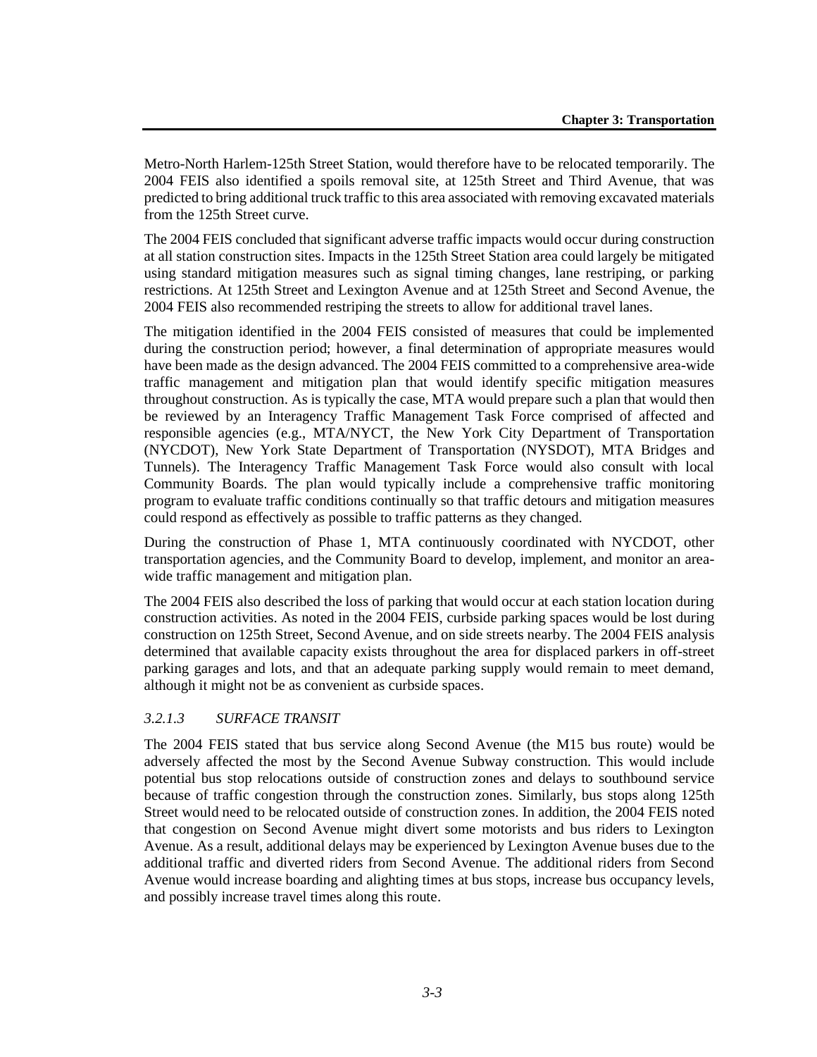Metro-North Harlem-125th Street Station, would therefore have to be relocated temporarily. The 2004 FEIS also identified a spoils removal site, at 125th Street and Third Avenue, that was predicted to bring additional truck traffic to this area associated with removing excavated materials from the 125th Street curve.

The 2004 FEIS concluded that significant adverse traffic impacts would occur during construction at all station construction sites. Impacts in the 125th Street Station area could largely be mitigated using standard mitigation measures such as signal timing changes, lane restriping, or parking restrictions. At 125th Street and Lexington Avenue and at 125th Street and Second Avenue, the 2004 FEIS also recommended restriping the streets to allow for additional travel lanes.

The mitigation identified in the 2004 FEIS consisted of measures that could be implemented during the construction period; however, a final determination of appropriate measures would have been made as the design advanced. The 2004 FEIS committed to a comprehensive area-wide traffic management and mitigation plan that would identify specific mitigation measures throughout construction. As is typically the case, MTA would prepare such a plan that would then be reviewed by an Interagency Traffic Management Task Force comprised of affected and responsible agencies (e.g., MTA/NYCT, the New York City Department of Transportation (NYCDOT), New York State Department of Transportation (NYSDOT), MTA Bridges and Tunnels). The Interagency Traffic Management Task Force would also consult with local Community Boards. The plan would typically include a comprehensive traffic monitoring program to evaluate traffic conditions continually so that traffic detours and mitigation measures could respond as effectively as possible to traffic patterns as they changed.

During the construction of Phase 1, MTA continuously coordinated with NYCDOT, other transportation agencies, and the Community Board to develop, implement, and monitor an area-wide traffic management and mitigation plan.

The 2004 FEIS also described the loss of parking that would occur at each station location during construction activities. As noted in the 2004 FEIS, curbside parking spaces would be lost during construction on 125th Street, Second Avenue, and on side streets nearby. The 2004 FEIS analysis determined that available capacity exists throughout the area for displaced parkers in off-street parking garages and lots, and that an adequate parking supply would remain to meet demand, although it might not be as convenient as curbside spaces.

#### *3.2.1.3 SURFACE TRANSIT*

The 2004 FEIS stated that bus service along Second Avenue (the M15 bus route) would be adversely affected the most by the Second Avenue Subway construction. This would include potential bus stop relocations outside of construction zones and delays to southbound service because of traffic congestion through the construction zones. Similarly, bus stops along 125th Street would need to be relocated outside of construction zones. In addition, the 2004 FEIS noted that congestion on Second Avenue might divert some motorists and bus riders to Lexington Avenue. As a result, additional delays may be experienced by Lexington Avenue buses due to the additional traffic and diverted riders from Second Avenue. The additional riders from Second Avenue would increase boarding and alighting times at bus stops, increase bus occupancy levels, and possibly increase travel times along this route.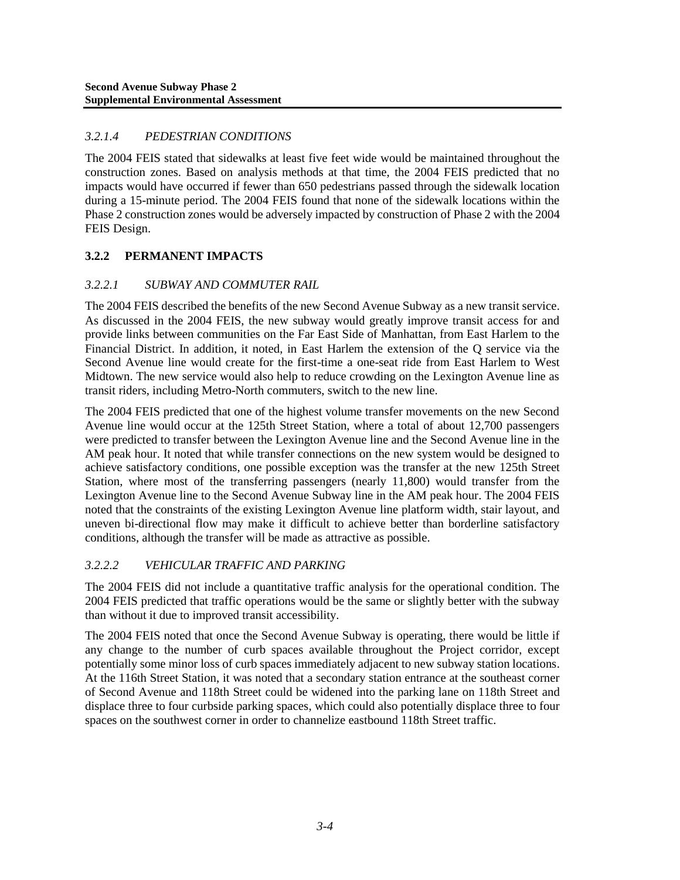### *3.2.1.4 PEDESTRIAN CONDITIONS*

The 2004 FEIS stated that sidewalks at least five feet wide would be maintained throughout the construction zones. Based on analysis methods at that time, the 2004 FEIS predicted that no impacts would have occurred if fewer than 650 pedestrians passed through the sidewalk location during a 15-minute period. The 2004 FEIS found that none of the sidewalk locations within the Phase 2 construction zones would be adversely impacted by construction of Phase 2 with the 2004 FEIS Design.

## 3.2.2 PERMANENT IMPACTS

### *3.2.2.1 SUBWAY AND COMMUTER RAIL*

The 2004 FEIS described the benefits of the new Second Avenue Subway as a new transit service. As discussed in the 2004 FEIS, the new subway would greatly improve transit access for and provide links between communities on the Far East Side of Manhattan, from East Harlem to the Financial District. In addition, it noted, in East Harlem the extension of the Q service via the Second Avenue line would create for the first-time a one-seat ride from East Harlem to West Midtown. The new service would also help to reduce crowding on the Lexington Avenue line as transit riders, including Metro-North commuters, switch to the new line.

The 2004 FEIS predicted that one of the highest volume transfer movements on the new Second Avenue line would occur at the 125th Street Station, where a total of about 12,700 passengers were predicted to transfer between the Lexington Avenue line and the Second Avenue line in the AM peak hour. It noted that while transfer connections on the new system would be designed to achieve satisfactory conditions, one possible exception was the transfer at the new 125th Street Station, where most of the transferring passengers (nearly 11,800) would transfer from the Lexington Avenue line to the Second Avenue Subway line in the AM peak hour. The 2004 FEIS noted that the constraints of the existing Lexington Avenue line platform width, stair layout, and uneven bi-directional flow may make it difficult to achieve better than borderline satisfactory conditions, although the transfer will be made as attractive as possible.

### *3.2.2.2 VEHICULAR TRAFFIC AND PARKING*

The 2004 FEIS did not include a quantitative traffic analysis for the operational condition. The 2004 FEIS predicted that traffic operations would be the same or slightly better with the subway than without it due to improved transit accessibility.

The 2004 FEIS noted that once the Second Avenue Subway is operating, there would be little if any change to the number of curb spaces available throughout the Project corridor, except potentially some minor loss of curb spaces immediately adjacent to new subway station locations. At the 116th Street Station, it was noted that a secondary station entrance at the southeast corner of Second Avenue and 118th Street could be widened into the parking lane on 118th Street and displace three to four curbside parking spaces, which could also potentially displace three to four spaces on the southwest corner in order to channelize eastbound 118th Street traffic.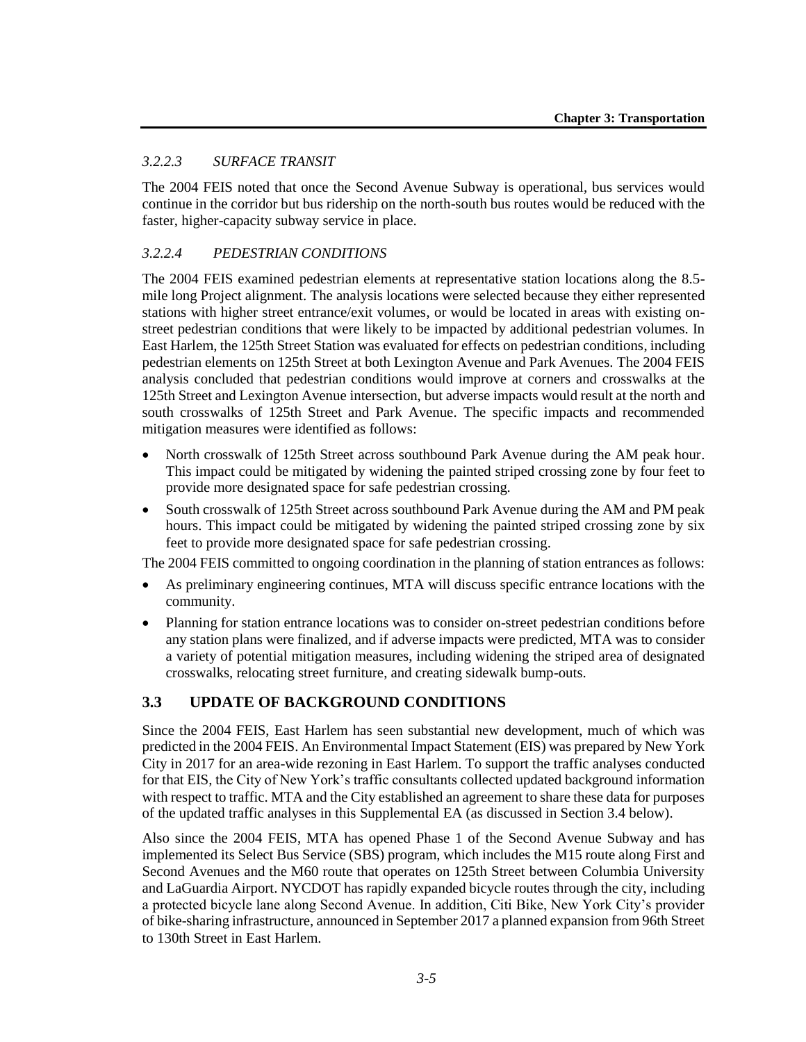### *3.2.2.3 SURFACE TRANSIT*

The 2004 FEIS noted that once the Second Avenue Subway is operational, bus services would continue in the corridor but bus ridership on the north-south bus routes would be reduced with the faster, higher-capacity subway service in place.

### *3.2.2.4 PEDESTRIAN CONDITIONS*

The 2004 FEIS examined pedestrian elements at representative station locations along the 8.5-mile long Project alignment. The analysis locations were selected because they either represented stations with higher street entrance/exit volumes, or would be located in areas with existing on-street pedestrian conditions that were likely to be impacted by additional pedestrian volumes. In East Harlem, the 125th Street Station was evaluated for effects on pedestrian conditions, including pedestrian elements on 125th Street at both Lexington Avenue and Park Avenues. The 2004 FEIS analysis concluded that pedestrian conditions would improve at corners and crosswalks at the 125th Street and Lexington Avenue intersection, but adverse impacts would result at the north and south crosswalks of 125th Street and Park Avenue. The specific impacts and recommended mitigation measures were identified as follows:

- North crosswalk of 125th Street across southbound Park Avenue during the AM peak hour. This impact could be mitigated by widening the painted striped crossing zone by four feet to provide more designated space for safe pedestrian crossing.
- South crosswalk of 125th Street across southbound Park Avenue during the AM and PM peak hours. This impact could be mitigated by widening the painted striped crossing zone by six feet to provide more designated space for safe pedestrian crossing.

The 2004 FEIS committed to ongoing coordination in the planning of station entrances as follows:

- As preliminary engineering continues, MTA will discuss specific entrance locations with the community.
- Planning for station entrance locations was to consider on-street pedestrian conditions before any station plans were finalized, and if adverse impacts were predicted, MTA was to consider a variety of potential mitigation measures, including widening the striped area of designated crosswalks, relocating street furniture, and creating sidewalk bump-outs.

## 3.3 UPDATE OF BACKGROUND CONDITIONS

Since the 2004 FEIS, East Harlem has seen substantial new development, much of which was predicted in the 2004 FEIS. An Environmental Impact Statement (EIS) was prepared by New York City in 2017 for an area-wide rezoning in East Harlem. To support the traffic analyses conducted for that EIS, the City of New York's traffic consultants collected updated background information with respect to traffic. MTA and the City established an agreement to share these data for purposes of the updated traffic analyses in this Supplemental EA (as discussed in Section 3.4 below).

Also since the 2004 FEIS, MTA has opened Phase 1 of the Second Avenue Subway and has implemented its Select Bus Service (SBS) program, which includes the M15 route along First and Second Avenues and the M60 route that operates on 125th Street between Columbia University and LaGuardia Airport. NYCDOT has rapidly expanded bicycle routes through the city, including a protected bicycle lane along Second Avenue. In addition, Citi Bike, New York City's provider of bike-sharing infrastructure, announced in September 2017 a planned expansion from 96th Street to 130th Street in East Harlem.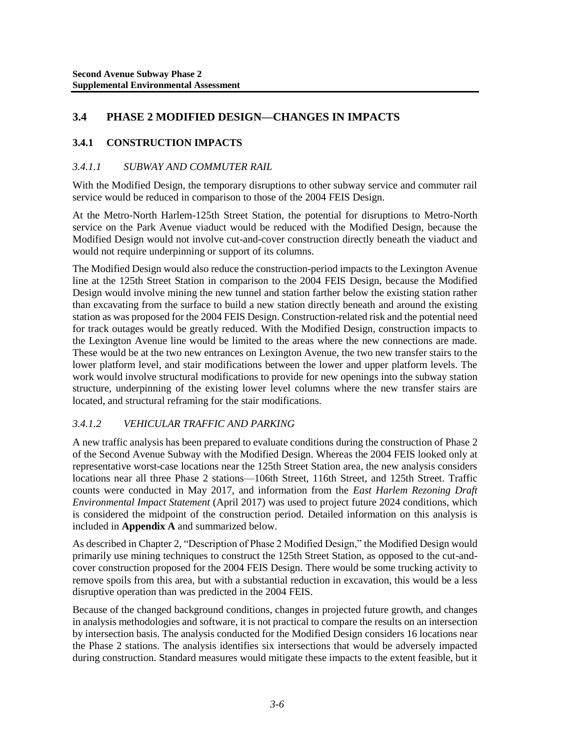## 3.4 PHASE 2 MODIFIED DESIGN—CHANGES IN IMPACTS

### 3.4.1 CONSTRUCTION IMPACTS

#### *3.4.1.1 SUBWAY AND COMMUTER RAIL*

With the Modified Design, the temporary disruptions to other subway service and commuter rail service would be reduced in comparison to those of the 2004 FEIS Design.

At the Metro-North Harlem-125th Street Station, the potential for disruptions to Metro-North service on the Park Avenue viaduct would be reduced with the Modified Design, because the Modified Design would not involve cut-and-cover construction directly beneath the viaduct and would not require underpinning or support of its columns.

The Modified Design would also reduce the construction-period impacts to the Lexington Avenue line at the 125th Street Station in comparison to the 2004 FEIS Design, because the Modified Design would involve mining the new tunnel and station farther below the existing station rather than excavating from the surface to build a new station directly beneath and around the existing station as was proposed for the 2004 FEIS Design. Construction-related risk and the potential need for track outages would be greatly reduced. With the Modified Design, construction impacts to the Lexington Avenue line would be limited to the areas where the new connections are made. These would be at the two new entrances on Lexington Avenue, the two new transfer stairs to the lower platform level, and stair modifications between the lower and upper platform levels. The work would involve structural modifications to provide for new openings into the subway station structure, underpinning of the existing lower level columns where the new transfer stairs are located, and structural reframing for the stair modifications.

#### *3.4.1.2 VEHICULAR TRAFFIC AND PARKING*

A new traffic analysis has been prepared to evaluate conditions during the construction of Phase 2 of the Second Avenue Subway with the Modified Design. Whereas the 2004 FEIS looked only at representative worst-case locations near the 125th Street Station area, the new analysis considers locations near all three Phase 2 stations—106th Street, 116th Street, and 125th Street. Traffic counts were conducted in May 2017, and information from the *East Harlem Rezoning Draft Environmental Impact Statement* (April 2017) was used to project future 2024 conditions, which is considered the midpoint of the construction period. Detailed information on this analysis is included in **Appendix A** and summarized below.

As described in Chapter 2, "Description of Phase 2 Modified Design," the Modified Design would primarily use mining techniques to construct the 125th Street Station, as opposed to the cut-and-cover construction proposed for the 2004 FEIS Design. There would be some trucking activity to remove spoils from this area, but with a substantial reduction in excavation, this would be a less disruptive operation than was predicted in the 2004 FEIS.

Because of the changed background conditions, changes in projected future growth, and changes in analysis methodologies and software, it is not practical to compare the results on an intersection by intersection basis. The analysis conducted for the Modified Design considers 16 locations near the Phase 2 stations. The analysis identifies six intersections that would be adversely impacted during construction. Standard measures would mitigate these impacts to the extent feasible, but it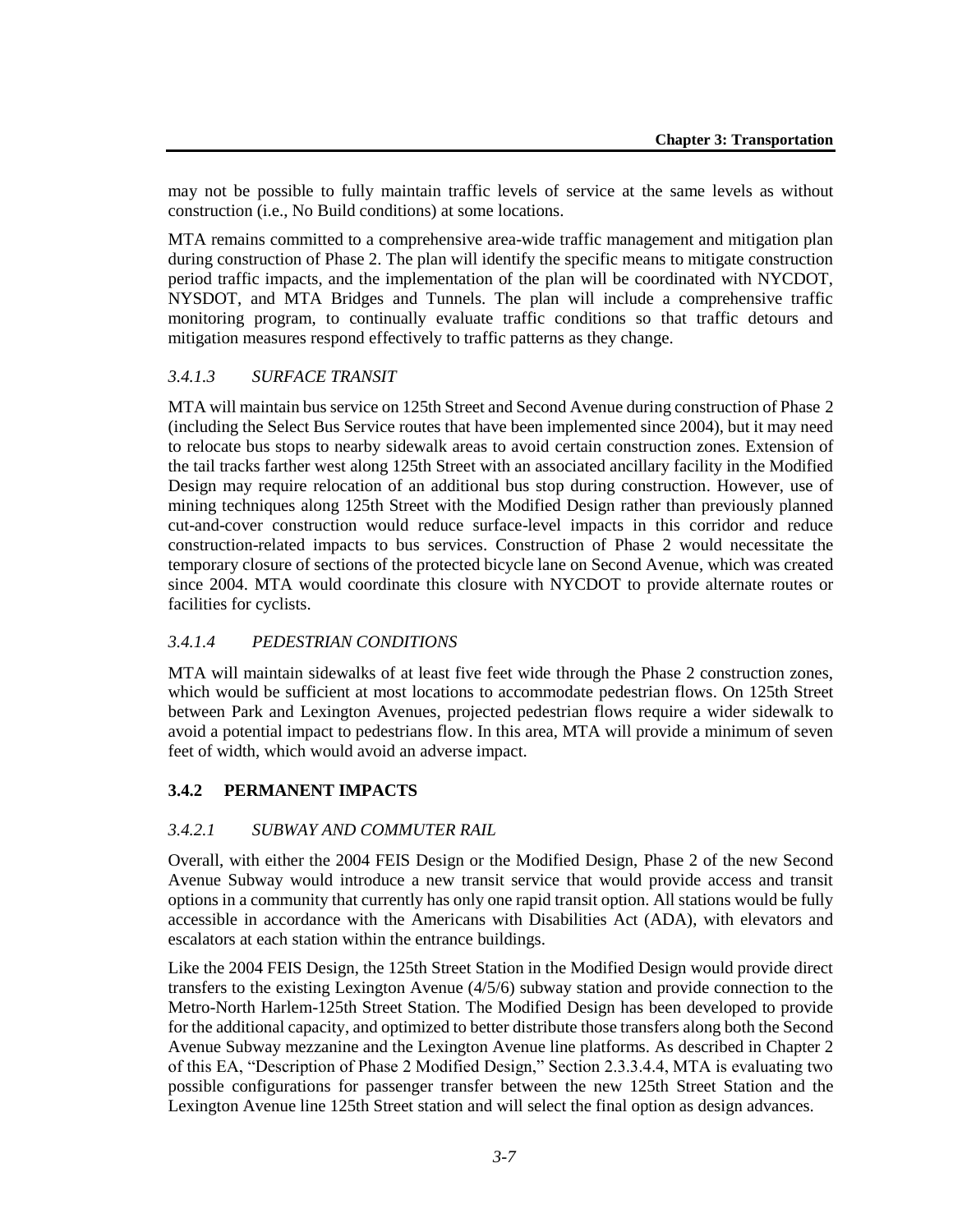may not be possible to fully maintain traffic levels of service at the same levels as without construction (i.e., No Build conditions) at some locations.

MTA remains committed to a comprehensive area-wide traffic management and mitigation plan during construction of Phase 2. The plan will identify the specific means to mitigate construction period traffic impacts, and the implementation of the plan will be coordinated with NYCDOT, NYSDOT, and MTA Bridges and Tunnels. The plan will include a comprehensive traffic monitoring program, to continually evaluate traffic conditions so that traffic detours and mitigation measures respond effectively to traffic patterns as they change.

#### *3.4.1.3 SURFACE TRANSIT*

MTA will maintain bus service on 125th Street and Second Avenue during construction of Phase 2 (including the Select Bus Service routes that have been implemented since 2004), but it may need to relocate bus stops to nearby sidewalk areas to avoid certain construction zones. Extension of the tail tracks farther west along 125th Street with an associated ancillary facility in the Modified Design may require relocation of an additional bus stop during construction. However, use of mining techniques along 125th Street with the Modified Design rather than previously planned cut-and-cover construction would reduce surface-level impacts in this corridor and reduce construction-related impacts to bus services. Construction of Phase 2 would necessitate the temporary closure of sections of the protected bicycle lane on Second Avenue, which was created since 2004. MTA would coordinate this closure with NYCDOT to provide alternate routes or facilities for cyclists.

#### *3.4.1.4 PEDESTRIAN CONDITIONS*

MTA will maintain sidewalks of at least five feet wide through the Phase 2 construction zones, which would be sufficient at most locations to accommodate pedestrian flows. On 125th Street between Park and Lexington Avenues, projected pedestrian flows require a wider sidewalk to avoid a potential impact to pedestrians flow. In this area, MTA will provide a minimum of seven feet of width, which would avoid an adverse impact.

### 3.4.2 PERMANENT IMPACTS

#### *3.4.2.1 SUBWAY AND COMMUTER RAIL*

Overall, with either the 2004 FEIS Design or the Modified Design, Phase 2 of the new Second Avenue Subway would introduce a new transit service that would provide access and transit options in a community that currently has only one rapid transit option. All stations would be fully accessible in accordance with the Americans with Disabilities Act (ADA), with elevators and escalators at each station within the entrance buildings.

Like the 2004 FEIS Design, the 125th Street Station in the Modified Design would provide direct transfers to the existing Lexington Avenue (4/5/6) subway station and provide connection to the Metro-North Harlem-125th Street Station. The Modified Design has been developed to provide for the additional capacity, and optimized to better distribute those transfers along both the Second Avenue Subway mezzanine and the Lexington Avenue line platforms. As described in Chapter 2 of this EA, "Description of Phase 2 Modified Design," Section 2.3.3.4.4, MTA is evaluating two possible configurations for passenger transfer between the new 125th Street Station and the Lexington Avenue line 125th Street station and will select the final option as design advances.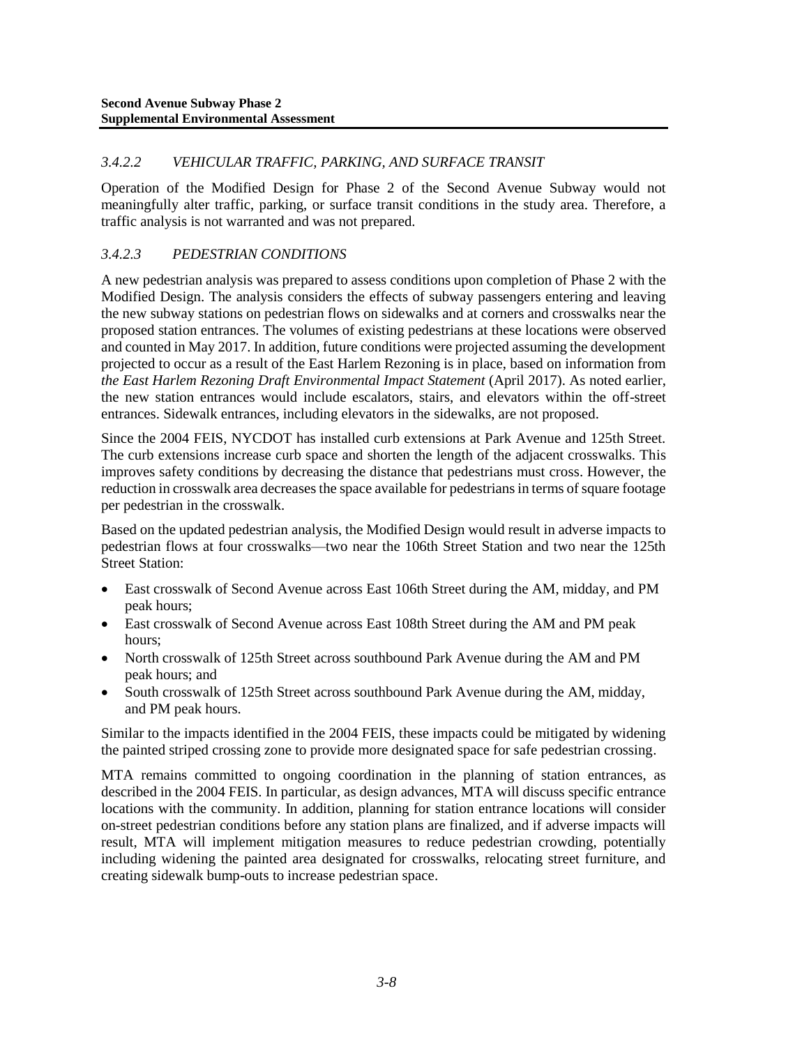#### *3.4.2.2 VEHICULAR TRAFFIC, PARKING, AND SURFACE TRANSIT*

Operation of the Modified Design for Phase 2 of the Second Avenue Subway would not meaningfully alter traffic, parking, or surface transit conditions in the study area. Therefore, a traffic analysis is not warranted and was not prepared.

#### *3.4.2.3 PEDESTRIAN CONDITIONS*

A new pedestrian analysis was prepared to assess conditions upon completion of Phase 2 with the Modified Design. The analysis considers the effects of subway passengers entering and leaving the new subway stations on pedestrian flows on sidewalks and at corners and crosswalks near the proposed station entrances. The volumes of existing pedestrians at these locations were observed and counted in May 2017. In addition, future conditions were projected assuming the development projected to occur as a result of the East Harlem Rezoning is in place, based on information from *the East Harlem Rezoning Draft Environmental Impact Statement* (April 2017). As noted earlier, the new station entrances would include escalators, stairs, and elevators within the off-street entrances. Sidewalk entrances, including elevators in the sidewalks, are not proposed.

Since the 2004 FEIS, NYCDOT has installed curb extensions at Park Avenue and 125th Street. The curb extensions increase curb space and shorten the length of the adjacent crosswalks. This improves safety conditions by decreasing the distance that pedestrians must cross. However, the reduction in crosswalk area decreases the space available for pedestrians in terms of square footage per pedestrian in the crosswalk.

Based on the updated pedestrian analysis, the Modified Design would result in adverse impacts to pedestrian flows at four crosswalks—two near the 106th Street Station and two near the 125th Street Station:

- East crosswalk of Second Avenue across East 106th Street during the AM, midday, and PM peak hours;
- East crosswalk of Second Avenue across East 108th Street during the AM and PM peak hours;
- North crosswalk of 125th Street across southbound Park Avenue during the AM and PM peak hours; and
- South crosswalk of 125th Street across southbound Park Avenue during the AM, midday, and PM peak hours.

Similar to the impacts identified in the 2004 FEIS, these impacts could be mitigated by widening the painted striped crossing zone to provide more designated space for safe pedestrian crossing.

MTA remains committed to ongoing coordination in the planning of station entrances, as described in the 2004 FEIS. In particular, as design advances, MTA will discuss specific entrance locations with the community. In addition, planning for station entrance locations will consider on-street pedestrian conditions before any station plans are finalized, and if adverse impacts will result, MTA will implement mitigation measures to reduce pedestrian crowding, potentially including widening the painted area designated for crosswalks, relocating street furniture, and creating sidewalk bump-outs to increase pedestrian space.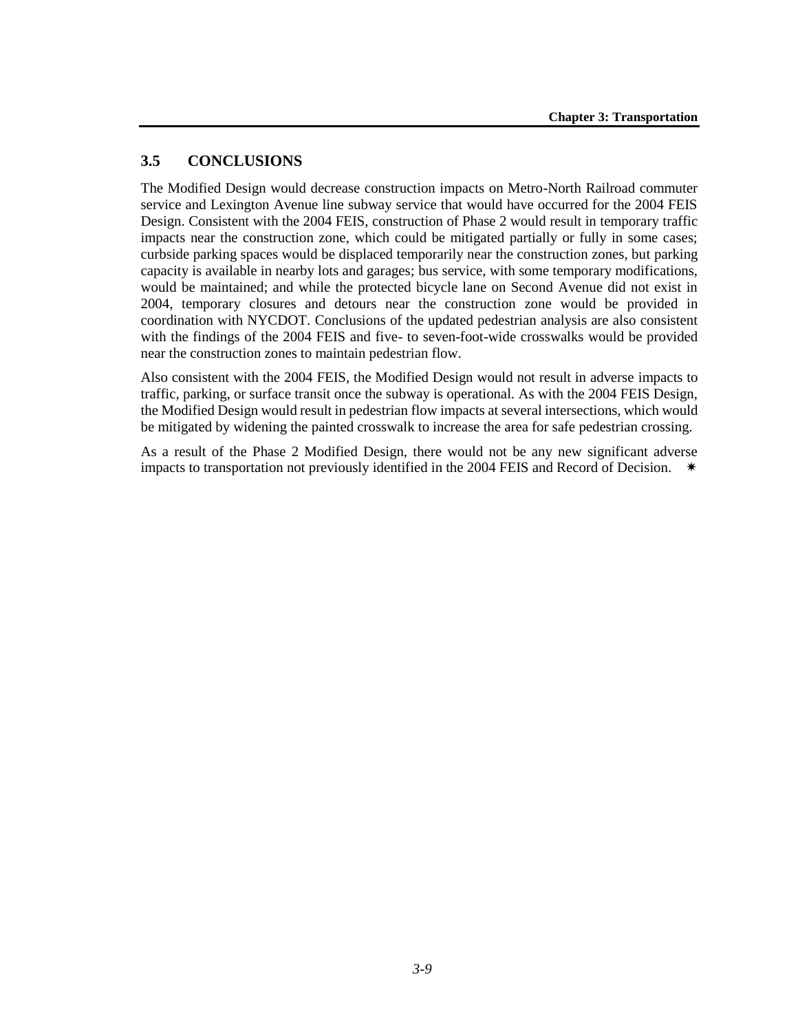## 3.5 CONCLUSIONS

The Modified Design would decrease construction impacts on Metro-North Railroad commuter service and Lexington Avenue line subway service that would have occurred for the 2004 FEIS Design. Consistent with the 2004 FEIS, construction of Phase 2 would result in temporary traffic impacts near the construction zone, which could be mitigated partially or fully in some cases; curbside parking spaces would be displaced temporarily near the construction zones, but parking capacity is available in nearby lots and garages; bus service, with some temporary modifications, would be maintained; and while the protected bicycle lane on Second Avenue did not exist in 2004, temporary closures and detours near the construction zone would be provided in coordination with NYCDOT. Conclusions of the updated pedestrian analysis are also consistent with the findings of the 2004 FEIS and five- to seven-foot-wide crosswalks would be provided near the construction zones to maintain pedestrian flow.

Also consistent with the 2004 FEIS, the Modified Design would not result in adverse impacts to traffic, parking, or surface transit once the subway is operational. As with the 2004 FEIS Design, the Modified Design would result in pedestrian flow impacts at several intersections, which would be mitigated by widening the painted crosswalk to increase the area for safe pedestrian crossing.

As a result of the Phase 2 Modified Design, there would not be any new significant adverse impacts to transportation not previously identified in the 2004 FEIS and Record of Decision. ✷